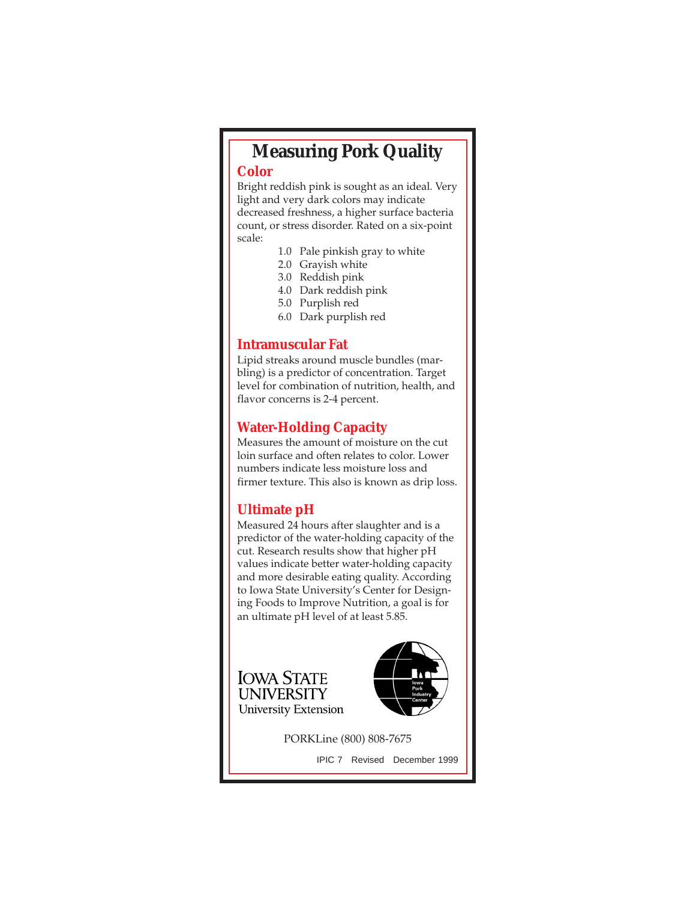# Measuring Pork Quality

## Color

Bright reddish pink is sought as an ideal. Very light and very dark colors may indicate decreased freshness, a higher surface bacteria count, or stress disorder. Rated on a six-point scale:

- 1.0 Pale pinkish gray to white
- 2.0 Grayish white
- 3.0 Reddish pink
- 4.0 Dark reddish pink
- 5.0 Purplish red
- 6.0 Dark purplish red

## Intramuscular Fat

Lipid streaks around muscle bundles (marbling) is a predictor of concentration. Target level for combination of nutrition, health, and flavor concerns is 2-4 percent.

## Water-Holding Capacity

Measures the amount of moisture on the cut loin surface and often relates to color. Lower numbers indicate less moisture loss and firmer texture. This also is known as drip loss.

## Ultimate pH

Measured 24 hours after slaughter and is a predictor of the water-holding capacity of the cut. Research results show that higher pH values indicate better water-holding capacity and more desirable eating quality. According to Iowa State University's Center for Designing Foods to Improve Nutrition, a goal is for an ultimate pH level of at least 5.85.

IOWA STATE UNIVERSITY
University Extension

Iowa Pork Industry Center

PORKLine (800) 808-7675

IPIC 7 Revised December 1999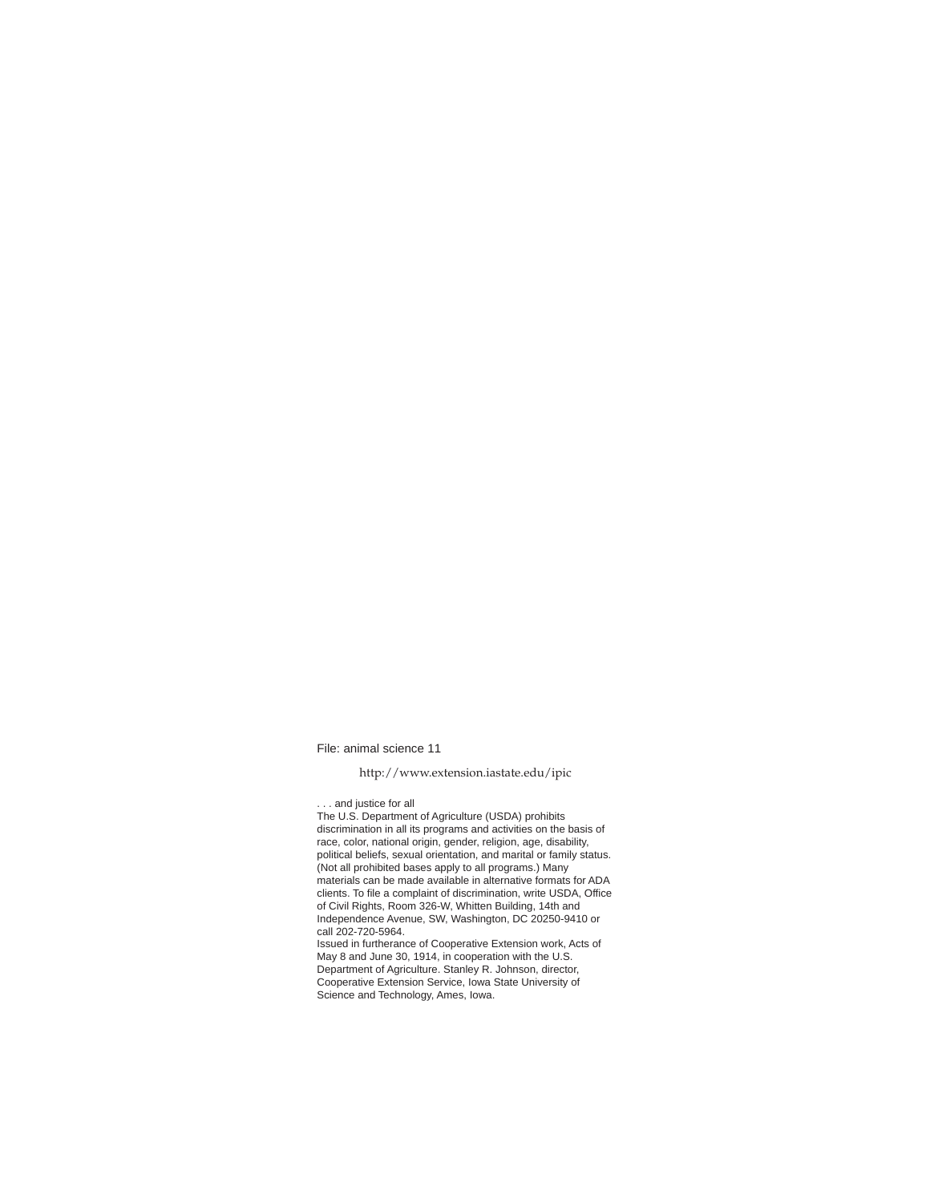File: animal science 11

http://www.extension.iastate.edu/ipic

. . . and justice for all
The U.S. Department of Agriculture (USDA) prohibits discrimination in all its programs and activities on the basis of race, color, national origin, gender, religion, age, disability, political beliefs, sexual orientation, and marital or family status. (Not all prohibited bases apply to all programs.) Many materials can be made available in alternative formats for ADA clients. To file a complaint of discrimination, write USDA, Office of Civil Rights, Room 326-W, Whitten Building, 14th and Independence Avenue, SW, Washington, DC 20250-9410 or call 202-720-5964.
Issued in furtherance of Cooperative Extension work, Acts of May 8 and June 30, 1914, in cooperation with the U.S. Department of Agriculture. Stanley R. Johnson, director, Cooperative Extension Service, Iowa State University of Science and Technology, Ames, Iowa.